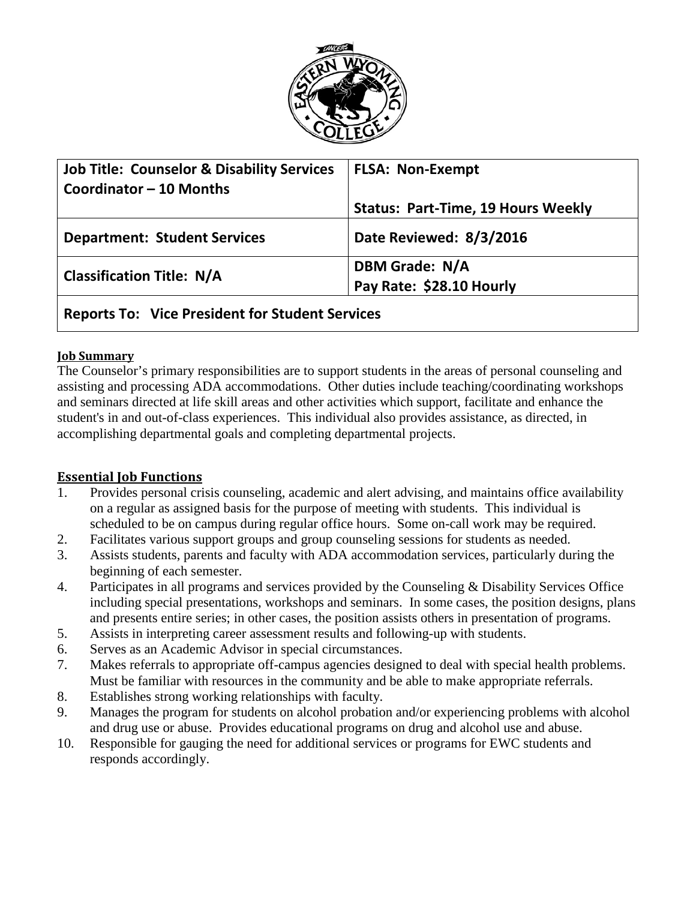| | |
|---|---|
| **Job Title: Counselor & Disability Services Coordinator – 10 Months** | **FLSA: Non-Exempt**<br><br>**Status: Part-Time, 19 Hours Weekly** |
| **Department: Student Services** | **Date Reviewed: 8/3/2016** |
| **Classification Title: N/A** | **DBM Grade: N/A**<br>**Pay Rate: $28.10 Hourly** |
| **Reports To: Vice President for Student Services** | |

**Job Summary**

The Counselor's primary responsibilities are to support students in the areas of personal counseling and assisting and processing ADA accommodations. Other duties include teaching/coordinating workshops and seminars directed at life skill areas and other activities which support, facilitate and enhance the student's in and out-of-class experiences. This individual also provides assistance, as directed, in accomplishing departmental goals and completing departmental projects.

**Essential Job Functions**

1. Provides personal crisis counseling, academic and alert advising, and maintains office availability on a regular as assigned basis for the purpose of meeting with students. This individual is scheduled to be on campus during regular office hours. Some on-call work may be required.
2. Facilitates various support groups and group counseling sessions for students as needed.
3. Assists students, parents and faculty with ADA accommodation services, particularly during the beginning of each semester.
4. Participates in all programs and services provided by the Counseling & Disability Services Office including special presentations, workshops and seminars. In some cases, the position designs, plans and presents entire series; in other cases, the position assists others in presentation of programs.
5. Assists in interpreting career assessment results and following-up with students.
6. Serves as an Academic Advisor in special circumstances.
7. Makes referrals to appropriate off-campus agencies designed to deal with special health problems. Must be familiar with resources in the community and be able to make appropriate referrals.
8. Establishes strong working relationships with faculty.
9. Manages the program for students on alcohol probation and/or experiencing problems with alcohol and drug use or abuse. Provides educational programs on drug and alcohol use and abuse.
10. Responsible for gauging the need for additional services or programs for EWC students and responds accordingly.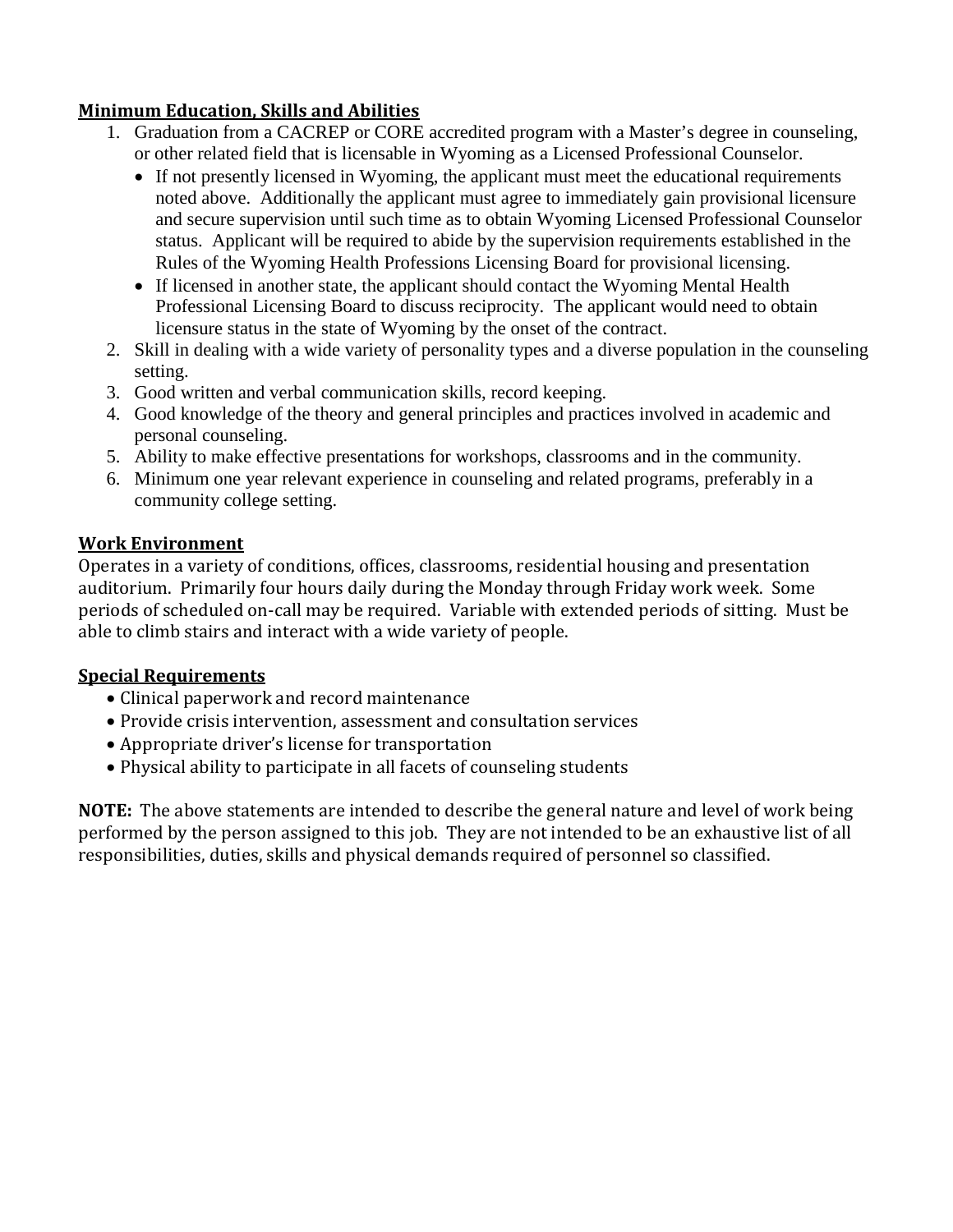**Minimum Education, Skills and Abilities**

1. Graduation from a CACREP or CORE accredited program with a Master's degree in counseling, or other related field that is licensable in Wyoming as a Licensed Professional Counselor.
   - If not presently licensed in Wyoming, the applicant must meet the educational requirements noted above. Additionally the applicant must agree to immediately gain provisional licensure and secure supervision until such time as to obtain Wyoming Licensed Professional Counselor status. Applicant will be required to abide by the supervision requirements established in the Rules of the Wyoming Health Professions Licensing Board for provisional licensing.
   - If licensed in another state, the applicant should contact the Wyoming Mental Health Professional Licensing Board to discuss reciprocity. The applicant would need to obtain licensure status in the state of Wyoming by the onset of the contract.
2. Skill in dealing with a wide variety of personality types and a diverse population in the counseling setting.
3. Good written and verbal communication skills, record keeping.
4. Good knowledge of the theory and general principles and practices involved in academic and personal counseling.
5. Ability to make effective presentations for workshops, classrooms and in the community.
6. Minimum one year relevant experience in counseling and related programs, preferably in a community college setting.

**Work Environment**

Operates in a variety of conditions, offices, classrooms, residential housing and presentation auditorium. Primarily four hours daily during the Monday through Friday work week. Some periods of scheduled on-call may be required. Variable with extended periods of sitting. Must be able to climb stairs and interact with a wide variety of people.

**Special Requirements**

- Clinical paperwork and record maintenance
- Provide crisis intervention, assessment and consultation services
- Appropriate driver's license for transportation
- Physical ability to participate in all facets of counseling students

**NOTE:** The above statements are intended to describe the general nature and level of work being performed by the person assigned to this job. They are not intended to be an exhaustive list of all responsibilities, duties, skills and physical demands required of personnel so classified.